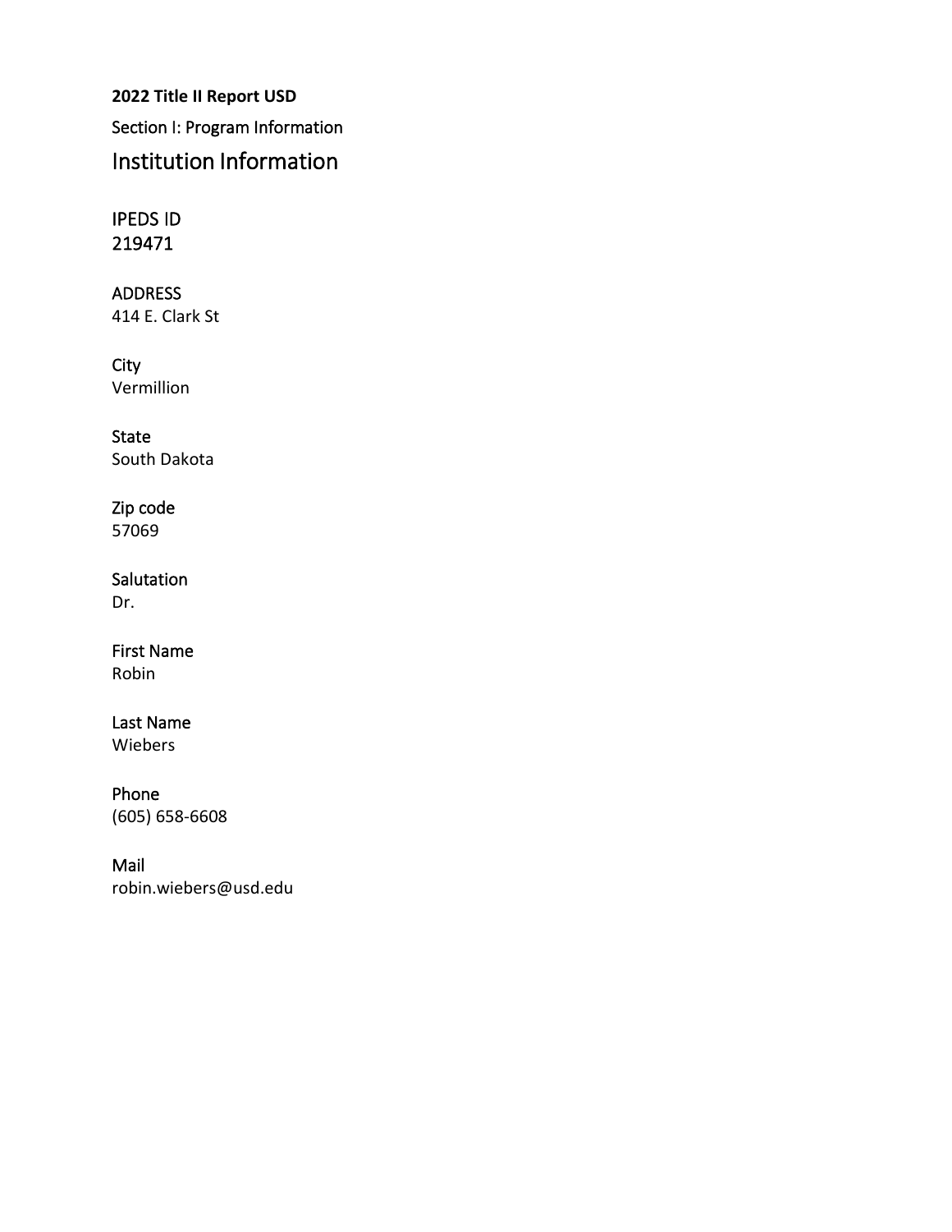**2022 Title II Report USD**

Section I: Program Information

## Institution Information

IPEDS ID
219471

ADDRESS
414 E. Clark St

City
Vermillion

State
South Dakota

Zip code
57069

Salutation
Dr.

First Name
Robin

Last Name
Wiebers

Phone
(605) 658-6608

Mail
robin.wiebers@usd.edu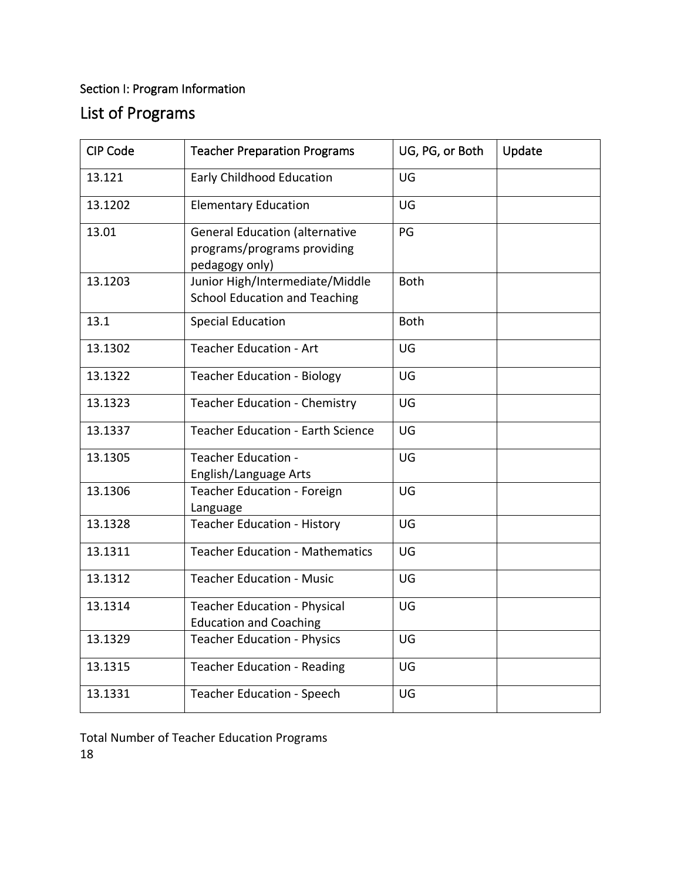Section I: Program Information

## List of Programs

| CIP Code | Teacher Preparation Programs | UG, PG, or Both | Update |
| --- | --- | --- | --- |
| 13.121 | Early Childhood Education | UG | |
| 13.1202 | Elementary Education | UG | |
| 13.01 | General Education (alternative programs/programs providing pedagogy only) | PG | |
| 13.1203 | Junior High/Intermediate/Middle School Education and Teaching | Both | |
| 13.1 | Special Education | Both | |
| 13.1302 | Teacher Education - Art | UG | |
| 13.1322 | Teacher Education - Biology | UG | |
| 13.1323 | Teacher Education - Chemistry | UG | |
| 13.1337 | Teacher Education - Earth Science | UG | |
| 13.1305 | Teacher Education - English/Language Arts | UG | |
| 13.1306 | Teacher Education - Foreign Language | UG | |
| 13.1328 | Teacher Education - History | UG | |
| 13.1311 | Teacher Education - Mathematics | UG | |
| 13.1312 | Teacher Education - Music | UG | |
| 13.1314 | Teacher Education - Physical Education and Coaching | UG | |
| 13.1329 | Teacher Education - Physics | UG | |
| 13.1315 | Teacher Education - Reading | UG | |
| 13.1331 | Teacher Education - Speech | UG | |

Total Number of Teacher Education Programs

18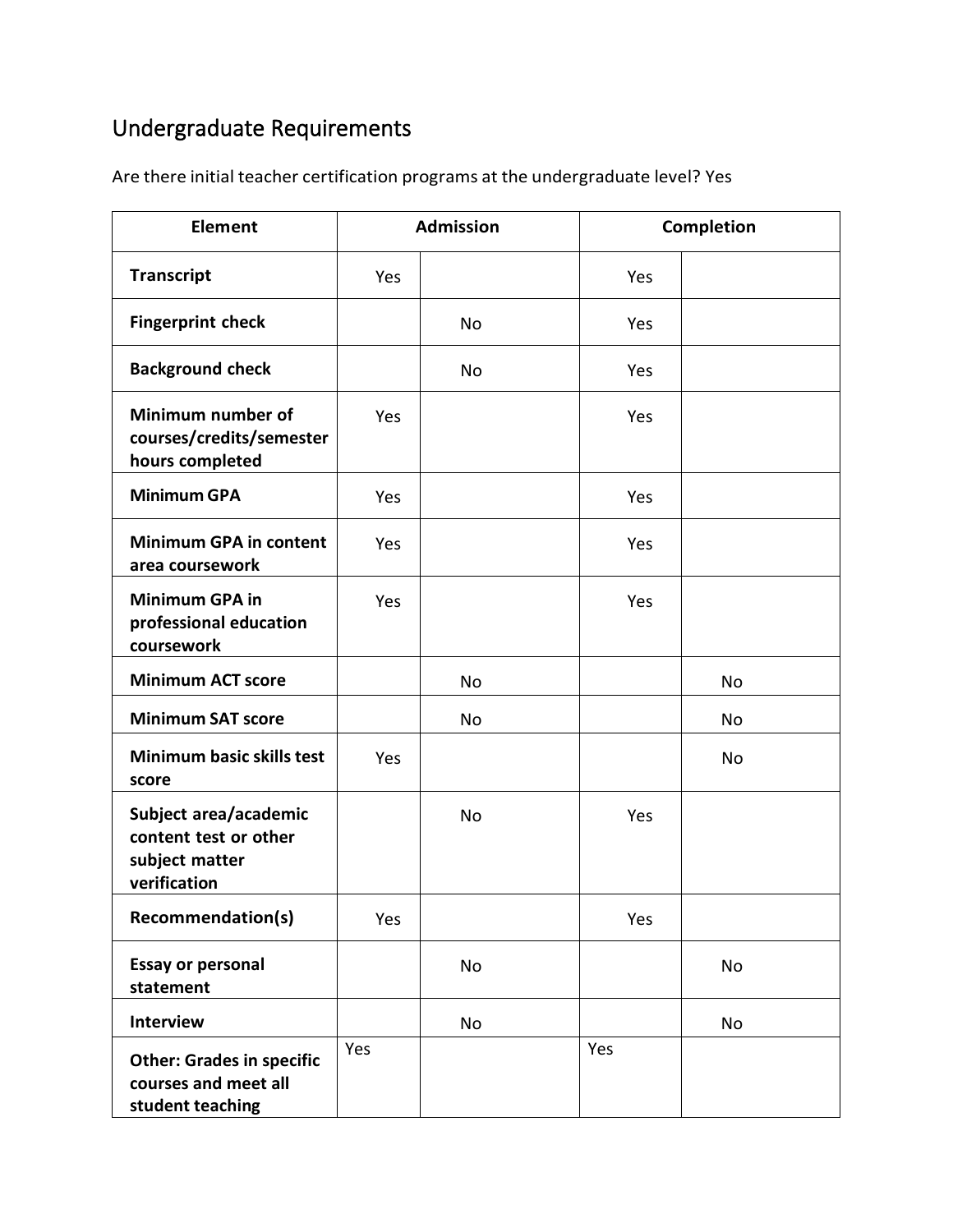## Undergraduate Requirements

Are there initial teacher certification programs at the undergraduate level? Yes

| Element | Admission | | Completion | |
|---|---|---|---|---|
| **Transcript** | Yes | | Yes | |
| **Fingerprint check** | | No | Yes | |
| **Background check** | | No | Yes | |
| **Minimum number of courses/credits/semester hours completed** | Yes | | Yes | |
| **Minimum GPA** | Yes | | Yes | |
| **Minimum GPA in content area coursework** | Yes | | Yes | |
| **Minimum GPA in professional education coursework** | Yes | | Yes | |
| **Minimum ACT score** | | No | | No |
| **Minimum SAT score** | | No | | No |
| **Minimum basic skills test score** | Yes | | | No |
| **Subject area/academic content test or other subject matter verification** | | No | Yes | |
| **Recommendation(s)** | Yes | | Yes | |
| **Essay or personal statement** | | No | | No |
| **Interview** | | No | | No |
| **Other: Grades in specific courses and meet all student teaching** | Yes | | Yes | |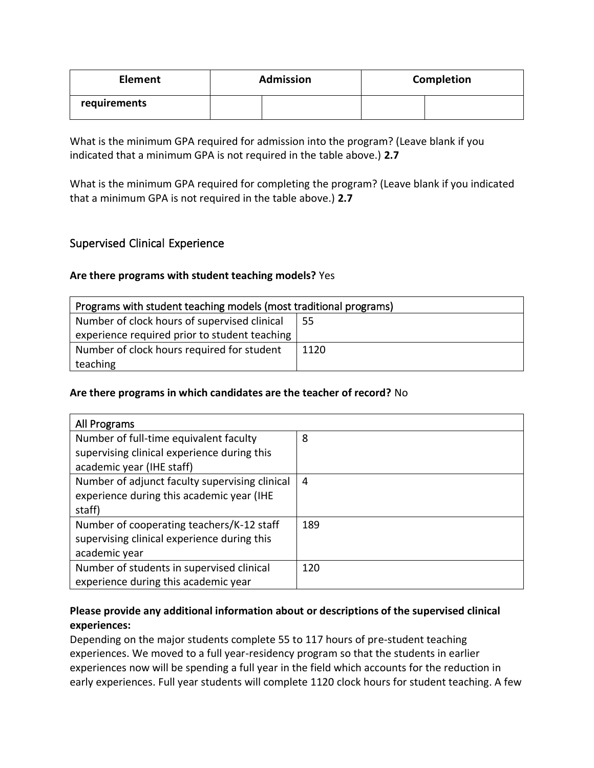| Element | Admission | | Completion | |
|---|---|---|---|---|
| **requirements** | | | | |

What is the minimum GPA required for admission into the program? (Leave blank if you indicated that a minimum GPA is not required in the table above.) **2.7**

What is the minimum GPA required for completing the program? (Leave blank if you indicated that a minimum GPA is not required in the table above.) **2.7**

## Supervised Clinical Experience

**Are there programs with student teaching models?** Yes

| Programs with student teaching models (most traditional programs) | |
|---|---|
| Number of clock hours of supervised clinical experience required prior to student teaching | 55 |
| Number of clock hours required for student teaching | 1120 |

**Are there programs in which candidates are the teacher of record?** No

| All Programs | |
|---|---|
| Number of full-time equivalent faculty supervising clinical experience during this academic year (IHE staff) | 8 |
| Number of adjunct faculty supervising clinical experience during this academic year (IHE staff) | 4 |
| Number of cooperating teachers/K-12 staff supervising clinical experience during this academic year | 189 |
| Number of students in supervised clinical experience during this academic year | 120 |

**Please provide any additional information about or descriptions of the supervised clinical experiences:**
Depending on the major students complete 55 to 117 hours of pre-student teaching experiences. We moved to a full year-residency program so that the students in earlier experiences now will be spending a full year in the field which accounts for the reduction in early experiences. Full year students will complete 1120 clock hours for student teaching. A few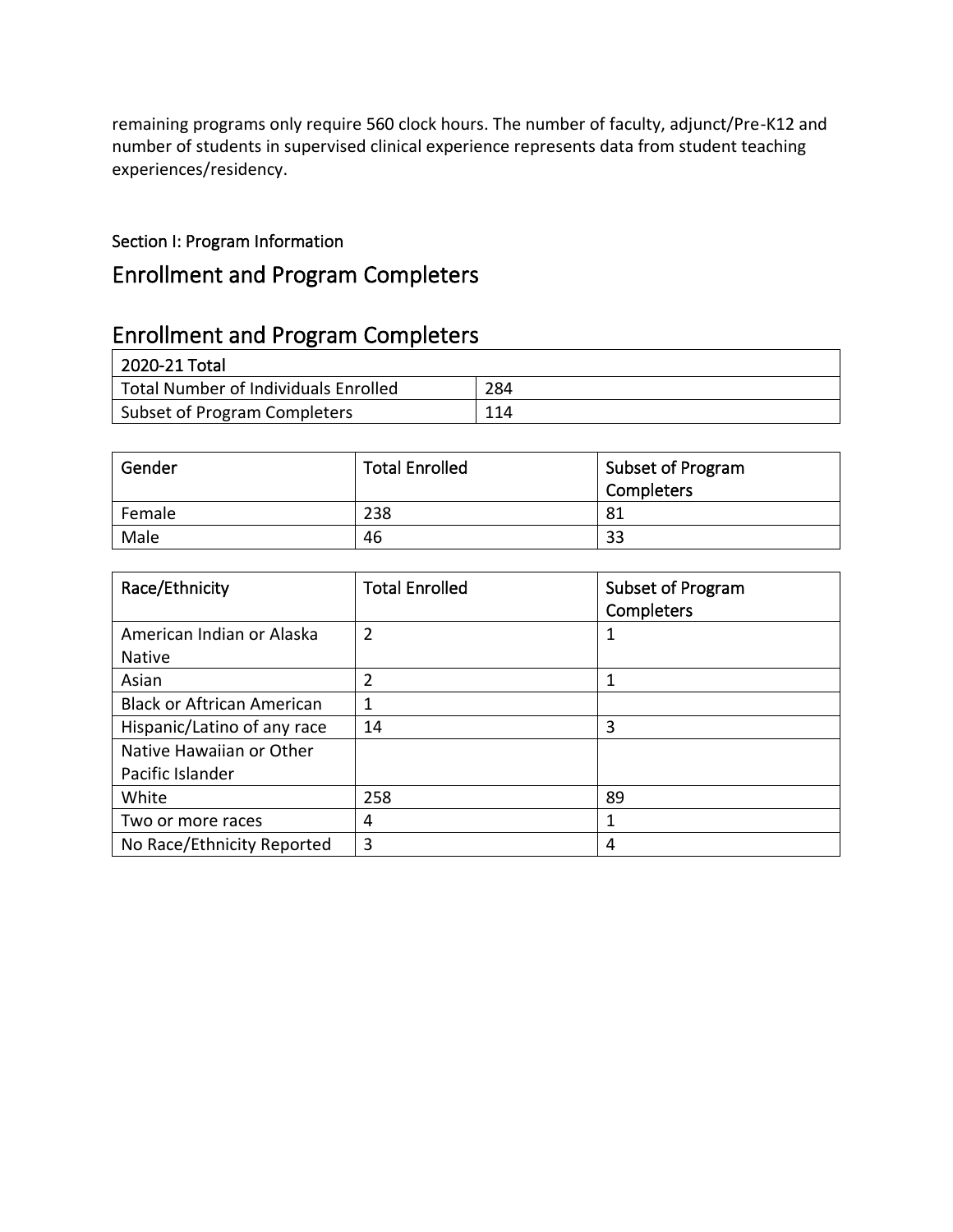remaining programs only require 560 clock hours. The number of faculty, adjunct/Pre-K12 and number of students in supervised clinical experience represents data from student teaching experiences/residency.

Section I: Program Information

## Enrollment and Program Completers

## Enrollment and Program Completers

| 2020-21 Total | |
|---|---|
| Total Number of Individuals Enrolled | 284 |
| Subset of Program Completers | 114 |

| Gender | Total Enrolled | Subset of Program Completers |
|---|---|---|
| Female | 238 | 81 |
| Male | 46 | 33 |

| Race/Ethnicity | Total Enrolled | Subset of Program Completers |
|---|---|---|
| American Indian or Alaska Native | 2 | 1 |
| Asian | 2 | 1 |
| Black or Aftrican American | 1 | |
| Hispanic/Latino of any race | 14 | 3 |
| Native Hawaiian or Other Pacific Islander | | |
| White | 258 | 89 |
| Two or more races | 4 | 1 |
| No Race/Ethnicity Reported | 3 | 4 |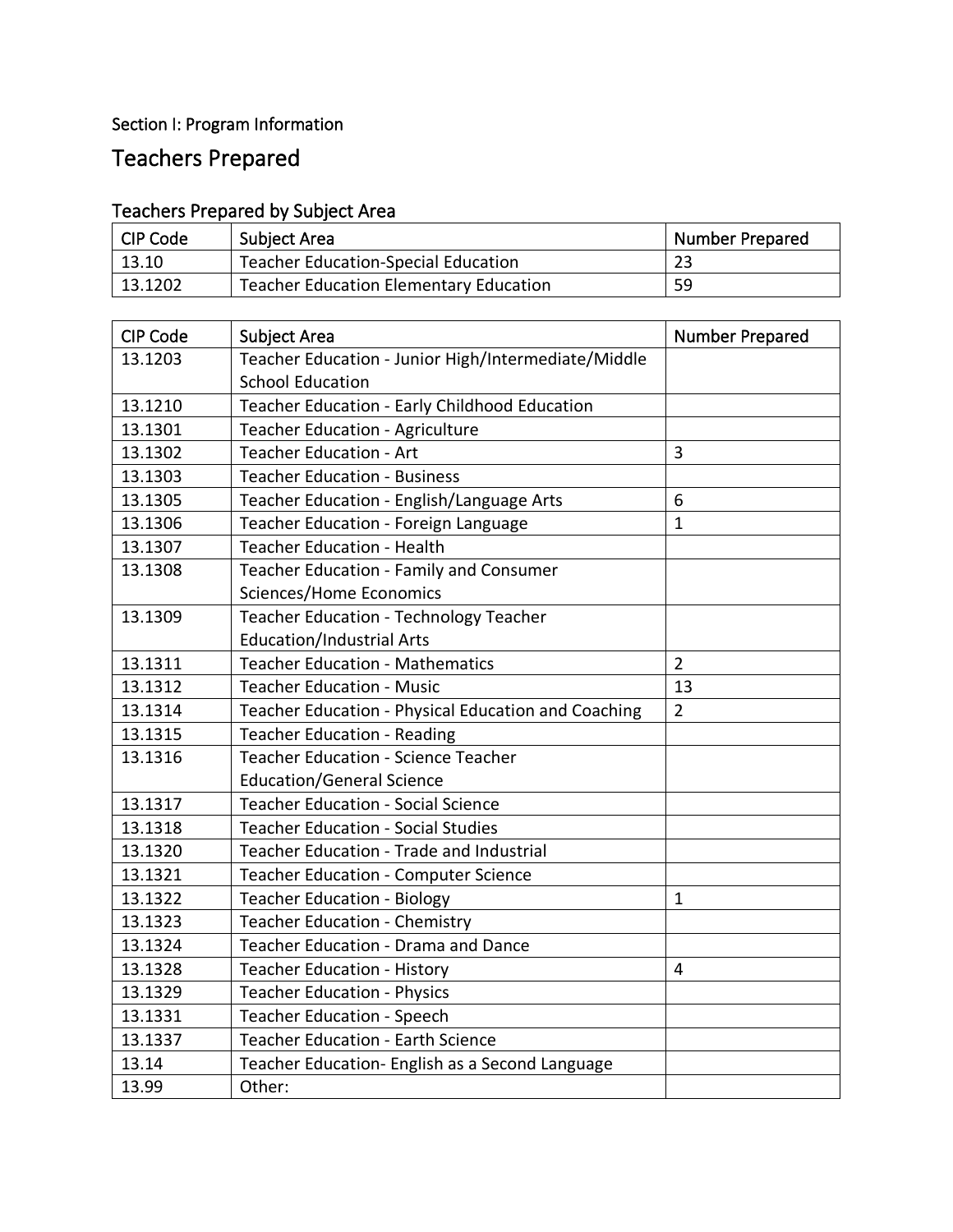Section I: Program Information

# Teachers Prepared

## Teachers Prepared by Subject Area

| CIP Code | Subject Area | Number Prepared |
|---|---|---|
| 13.10 | Teacher Education-Special Education | 23 |
| 13.1202 | Teacher Education Elementary Education | 59 |

| CIP Code | Subject Area | Number Prepared |
|---|---|---|
| 13.1203 | Teacher Education - Junior High/Intermediate/Middle School Education | |
| 13.1210 | Teacher Education - Early Childhood Education | |
| 13.1301 | Teacher Education - Agriculture | |
| 13.1302 | Teacher Education - Art | 3 |
| 13.1303 | Teacher Education - Business | |
| 13.1305 | Teacher Education - English/Language Arts | 6 |
| 13.1306 | Teacher Education - Foreign Language | 1 |
| 13.1307 | Teacher Education - Health | |
| 13.1308 | Teacher Education - Family and Consumer Sciences/Home Economics | |
| 13.1309 | Teacher Education - Technology Teacher Education/Industrial Arts | |
| 13.1311 | Teacher Education - Mathematics | 2 |
| 13.1312 | Teacher Education - Music | 13 |
| 13.1314 | Teacher Education - Physical Education and Coaching | 2 |
| 13.1315 | Teacher Education - Reading | |
| 13.1316 | Teacher Education - Science Teacher Education/General Science | |
| 13.1317 | Teacher Education - Social Science | |
| 13.1318 | Teacher Education - Social Studies | |
| 13.1320 | Teacher Education - Trade and Industrial | |
| 13.1321 | Teacher Education - Computer Science | |
| 13.1322 | Teacher Education - Biology | 1 |
| 13.1323 | Teacher Education - Chemistry | |
| 13.1324 | Teacher Education - Drama and Dance | |
| 13.1328 | Teacher Education - History | 4 |
| 13.1329 | Teacher Education - Physics | |
| 13.1331 | Teacher Education - Speech | |
| 13.1337 | Teacher Education - Earth Science | |
| 13.14 | Teacher Education- English as a Second Language | |
| 13.99 | Other: | |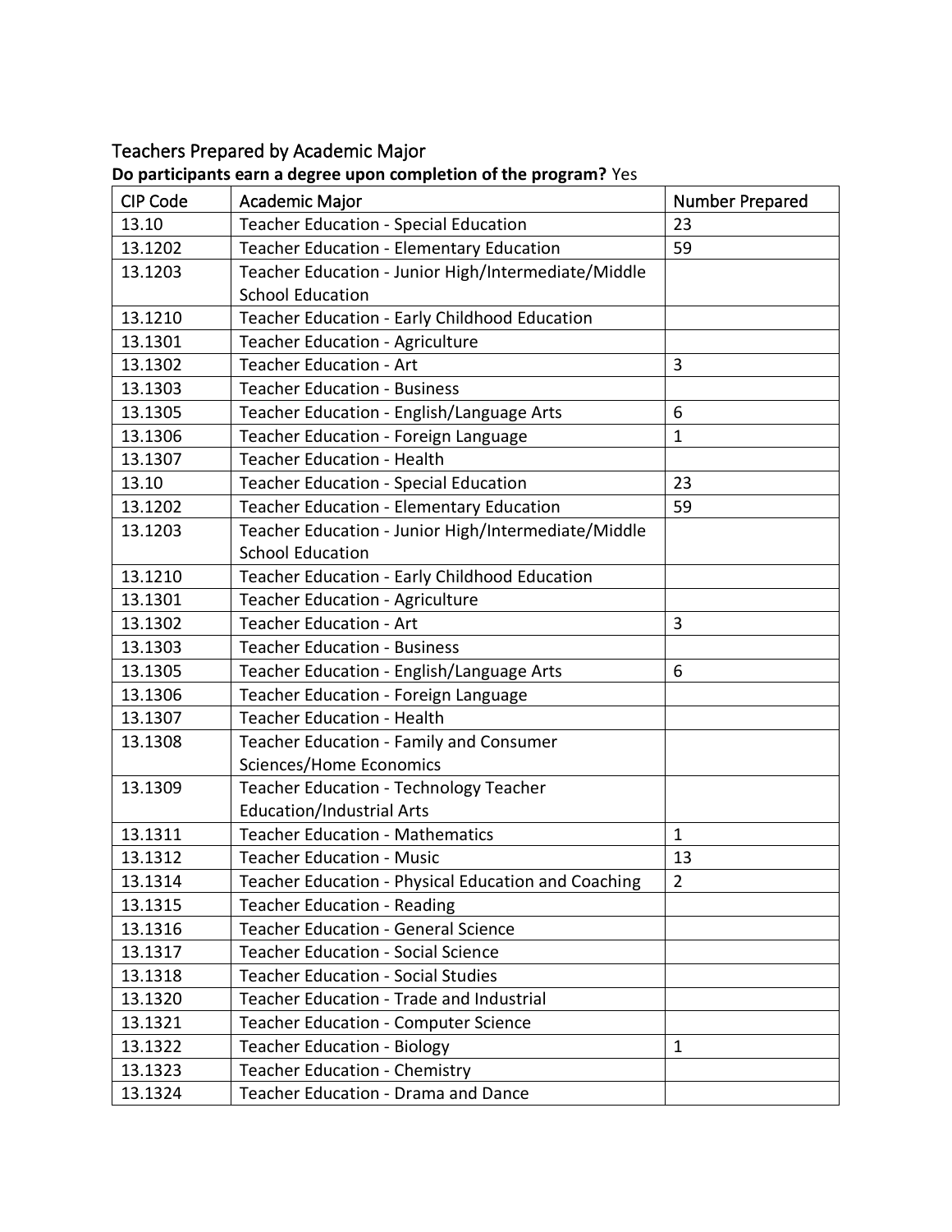## Teachers Prepared by Academic Major

**Do participants earn a degree upon completion of the program?** Yes

| CIP Code | Academic Major | Number Prepared |
| --- | --- | --- |
| 13.10 | Teacher Education - Special Education | 23 |
| 13.1202 | Teacher Education - Elementary Education | 59 |
| 13.1203 | Teacher Education - Junior High/Intermediate/Middle School Education | |
| 13.1210 | Teacher Education - Early Childhood Education | |
| 13.1301 | Teacher Education - Agriculture | |
| 13.1302 | Teacher Education - Art | 3 |
| 13.1303 | Teacher Education - Business | |
| 13.1305 | Teacher Education - English/Language Arts | 6 |
| 13.1306 | Teacher Education - Foreign Language | 1 |
| 13.1307 | Teacher Education - Health | |
| 13.10 | Teacher Education - Special Education | 23 |
| 13.1202 | Teacher Education - Elementary Education | 59 |
| 13.1203 | Teacher Education - Junior High/Intermediate/Middle School Education | |
| 13.1210 | Teacher Education - Early Childhood Education | |
| 13.1301 | Teacher Education - Agriculture | |
| 13.1302 | Teacher Education - Art | 3 |
| 13.1303 | Teacher Education - Business | |
| 13.1305 | Teacher Education - English/Language Arts | 6 |
| 13.1306 | Teacher Education - Foreign Language | |
| 13.1307 | Teacher Education - Health | |
| 13.1308 | Teacher Education - Family and Consumer Sciences/Home Economics | |
| 13.1309 | Teacher Education - Technology Teacher Education/Industrial Arts | |
| 13.1311 | Teacher Education - Mathematics | 1 |
| 13.1312 | Teacher Education - Music | 13 |
| 13.1314 | Teacher Education - Physical Education and Coaching | 2 |
| 13.1315 | Teacher Education - Reading | |
| 13.1316 | Teacher Education - General Science | |
| 13.1317 | Teacher Education - Social Science | |
| 13.1318 | Teacher Education - Social Studies | |
| 13.1320 | Teacher Education - Trade and Industrial | |
| 13.1321 | Teacher Education - Computer Science | |
| 13.1322 | Teacher Education - Biology | 1 |
| 13.1323 | Teacher Education - Chemistry | |
| 13.1324 | Teacher Education - Drama and Dance | |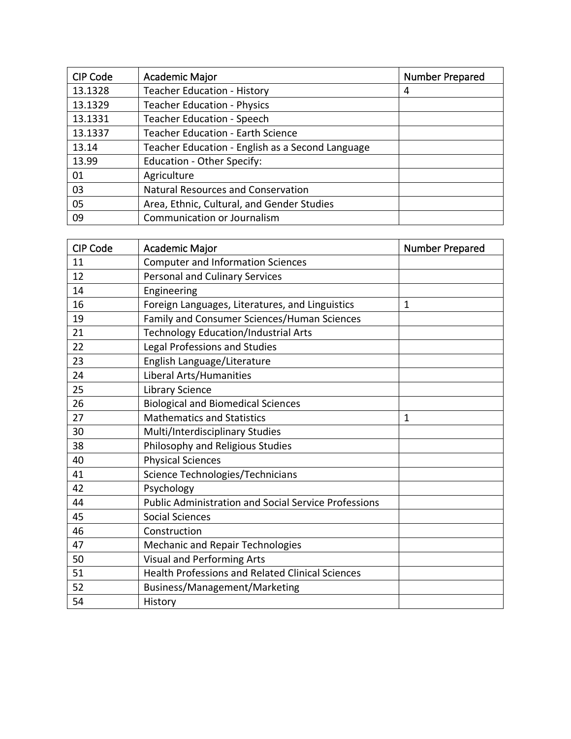| CIP Code | Academic Major | Number Prepared |
| --- | --- | --- |
| 13.1328 | Teacher Education - History | 4 |
| 13.1329 | Teacher Education - Physics | |
| 13.1331 | Teacher Education - Speech | |
| 13.1337 | Teacher Education - Earth Science | |
| 13.14 | Teacher Education - English as a Second Language | |
| 13.99 | Education - Other Specify: | |
| 01 | Agriculture | |
| 03 | Natural Resources and Conservation | |
| 05 | Area, Ethnic, Cultural, and Gender Studies | |
| 09 | Communication or Journalism | |

| CIP Code | Academic Major | Number Prepared |
| --- | --- | --- |
| 11 | Computer and Information Sciences | |
| 12 | Personal and Culinary Services | |
| 14 | Engineering | |
| 16 | Foreign Languages, Literatures, and Linguistics | 1 |
| 19 | Family and Consumer Sciences/Human Sciences | |
| 21 | Technology Education/Industrial Arts | |
| 22 | Legal Professions and Studies | |
| 23 | English Language/Literature | |
| 24 | Liberal Arts/Humanities | |
| 25 | Library Science | |
| 26 | Biological and Biomedical Sciences | |
| 27 | Mathematics and Statistics | 1 |
| 30 | Multi/Interdisciplinary Studies | |
| 38 | Philosophy and Religious Studies | |
| 40 | Physical Sciences | |
| 41 | Science Technologies/Technicians | |
| 42 | Psychology | |
| 44 | Public Administration and Social Service Professions | |
| 45 | Social Sciences | |
| 46 | Construction | |
| 47 | Mechanic and Repair Technologies | |
| 50 | Visual and Performing Arts | |
| 51 | Health Professions and Related Clinical Sciences | |
| 52 | Business/Management/Marketing | |
| 54 | History | |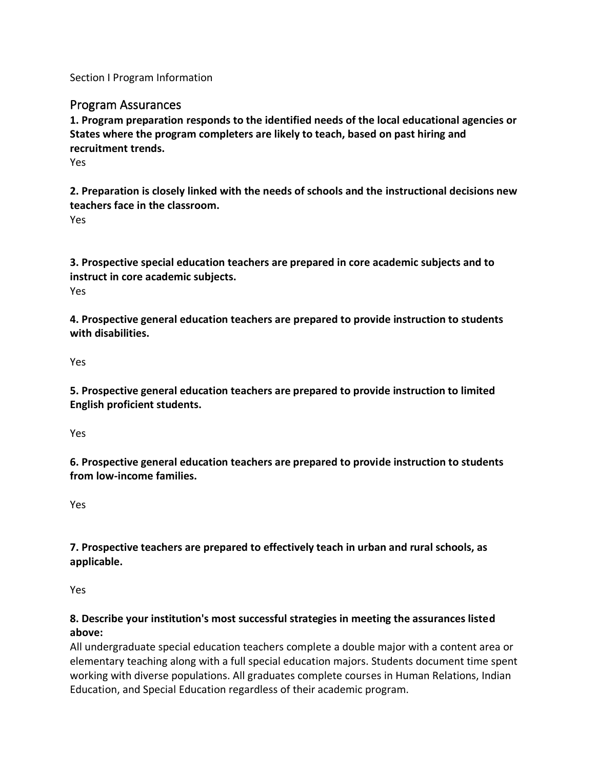Section I Program Information

## Program Assurances

**1. Program preparation responds to the identified needs of the local educational agencies or States where the program completers are likely to teach, based on past hiring and recruitment trends.**

Yes

**2. Preparation is closely linked with the needs of schools and the instructional decisions new teachers face in the classroom.**

Yes

**3. Prospective special education teachers are prepared in core academic subjects and to instruct in core academic subjects.**

Yes

**4. Prospective general education teachers are prepared to provide instruction to students with disabilities.**

Yes

**5. Prospective general education teachers are prepared to provide instruction to limited English proficient students.**

Yes

**6. Prospective general education teachers are prepared to provide instruction to students from low-income families.**

Yes

**7. Prospective teachers are prepared to effectively teach in urban and rural schools, as applicable.**

Yes

**8. Describe your institution's most successful strategies in meeting the assurances listed above:**

All undergraduate special education teachers complete a double major with a content area or elementary teaching along with a full special education majors. Students document time spent working with diverse populations. All graduates complete courses in Human Relations, Indian Education, and Special Education regardless of their academic program.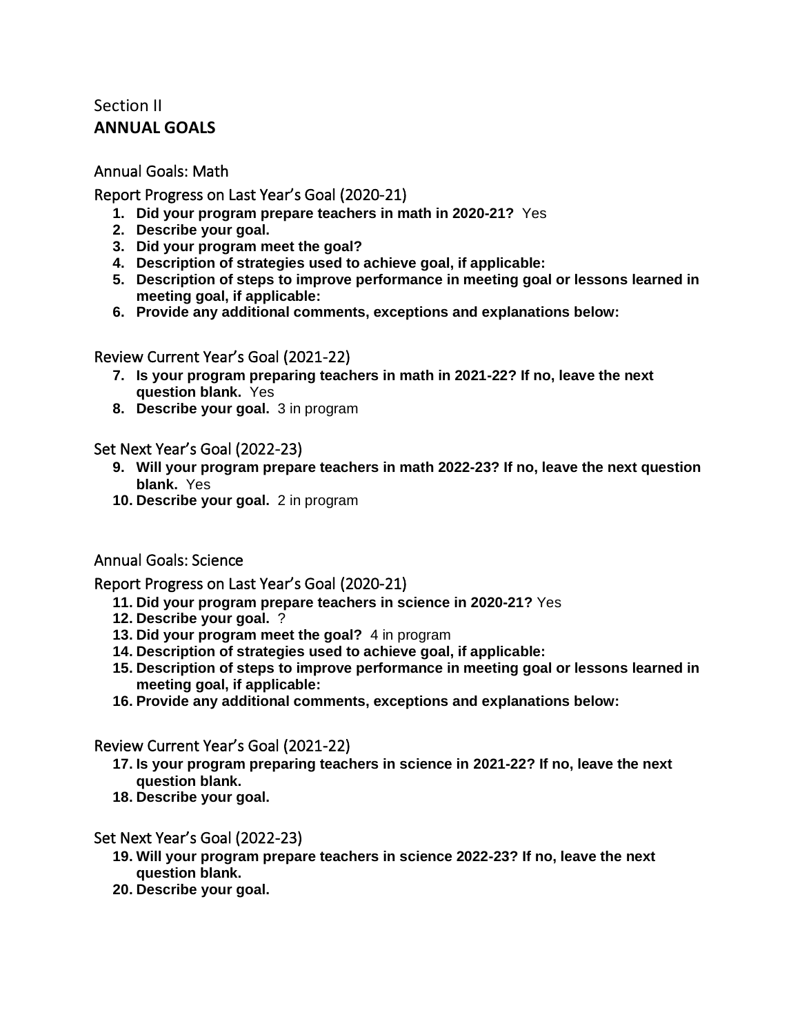Section II

## ANNUAL GOALS

### Annual Goals: Math

#### Report Progress on Last Year's Goal (2020-21)

1. **Did your program prepare teachers in math in 2020-21?** Yes
2. **Describe your goal.**
3. **Did your program meet the goal?**
4. **Description of strategies used to achieve goal, if applicable:**
5. **Description of steps to improve performance in meeting goal or lessons learned in meeting goal, if applicable:**
6. **Provide any additional comments, exceptions and explanations below:**

#### Review Current Year's Goal (2021-22)

7. **Is your program preparing teachers in math in 2021-22? If no, leave the next question blank.** Yes
8. **Describe your goal.** 3 in program

#### Set Next Year's Goal (2022-23)

9. **Will your program prepare teachers in math 2022-23? If no, leave the next question blank.** Yes
10. **Describe your goal.** 2 in program

### Annual Goals: Science

#### Report Progress on Last Year's Goal (2020-21)

11. **Did your program prepare teachers in science in 2020-21?** Yes
12. **Describe your goal.** ?
13. **Did your program meet the goal?** 4 in program
14. **Description of strategies used to achieve goal, if applicable:**
15. **Description of steps to improve performance in meeting goal or lessons learned in meeting goal, if applicable:**
16. **Provide any additional comments, exceptions and explanations below:**

#### Review Current Year's Goal (2021-22)

17. **Is your program preparing teachers in science in 2021-22? If no, leave the next question blank.**
18. **Describe your goal.**

#### Set Next Year's Goal (2022-23)

19. **Will your program prepare teachers in science 2022-23? If no, leave the next question blank.**
20. **Describe your goal.**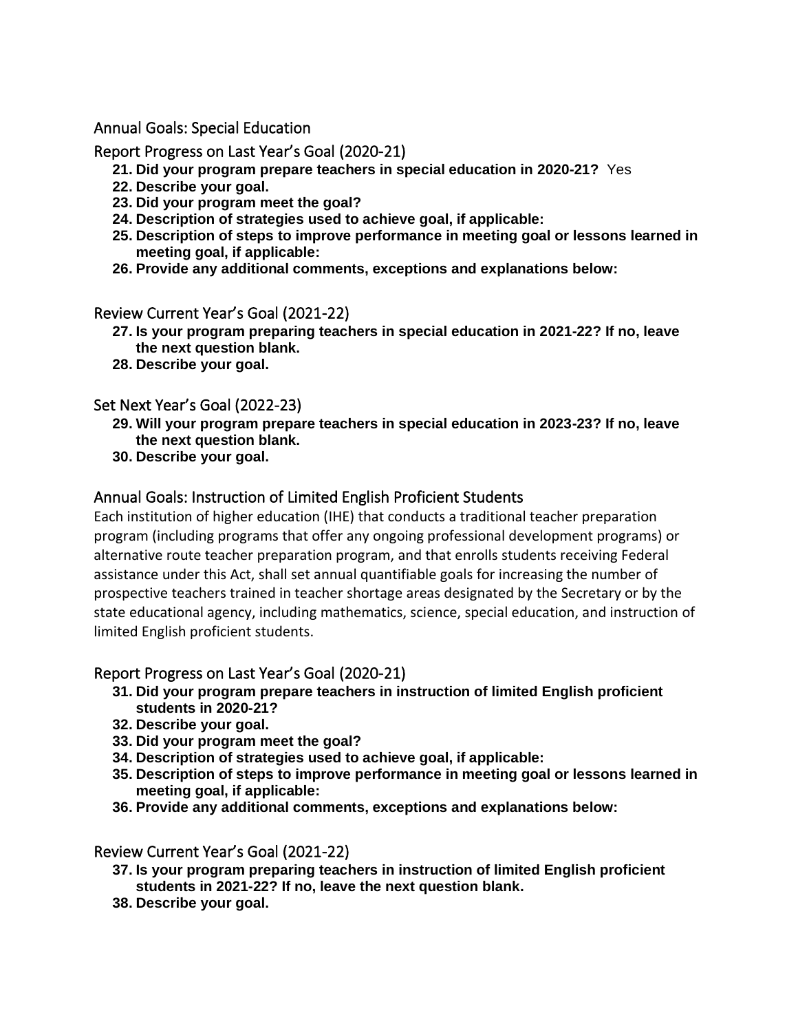## Annual Goals: Special Education

### Report Progress on Last Year's Goal (2020-21)

21. **Did your program prepare teachers in special education in 2020-21?** Yes
22. **Describe your goal.**
23. **Did your program meet the goal?**
24. **Description of strategies used to achieve goal, if applicable:**
25. **Description of steps to improve performance in meeting goal or lessons learned in meeting goal, if applicable:**
26. **Provide any additional comments, exceptions and explanations below:**

### Review Current Year's Goal (2021-22)

27. **Is your program preparing teachers in special education in 2021-22? If no, leave the next question blank.**
28. **Describe your goal.**

### Set Next Year's Goal (2022-23)

29. **Will your program prepare teachers in special education in 2023-23? If no, leave the next question blank.**
30. **Describe your goal.**

## Annual Goals: Instruction of Limited English Proficient Students

Each institution of higher education (IHE) that conducts a traditional teacher preparation program (including programs that offer any ongoing professional development programs) or alternative route teacher preparation program, and that enrolls students receiving Federal assistance under this Act, shall set annual quantifiable goals for increasing the number of prospective teachers trained in teacher shortage areas designated by the Secretary or by the state educational agency, including mathematics, science, special education, and instruction of limited English proficient students.

### Report Progress on Last Year's Goal (2020-21)

31. **Did your program prepare teachers in instruction of limited English proficient students in 2020-21?**
32. **Describe your goal.**
33. **Did your program meet the goal?**
34. **Description of strategies used to achieve goal, if applicable:**
35. **Description of steps to improve performance in meeting goal or lessons learned in meeting goal, if applicable:**
36. **Provide any additional comments, exceptions and explanations below:**

### Review Current Year's Goal (2021-22)

37. **Is your program preparing teachers in instruction of limited English proficient students in 2021-22? If no, leave the next question blank.**
38. **Describe your goal.**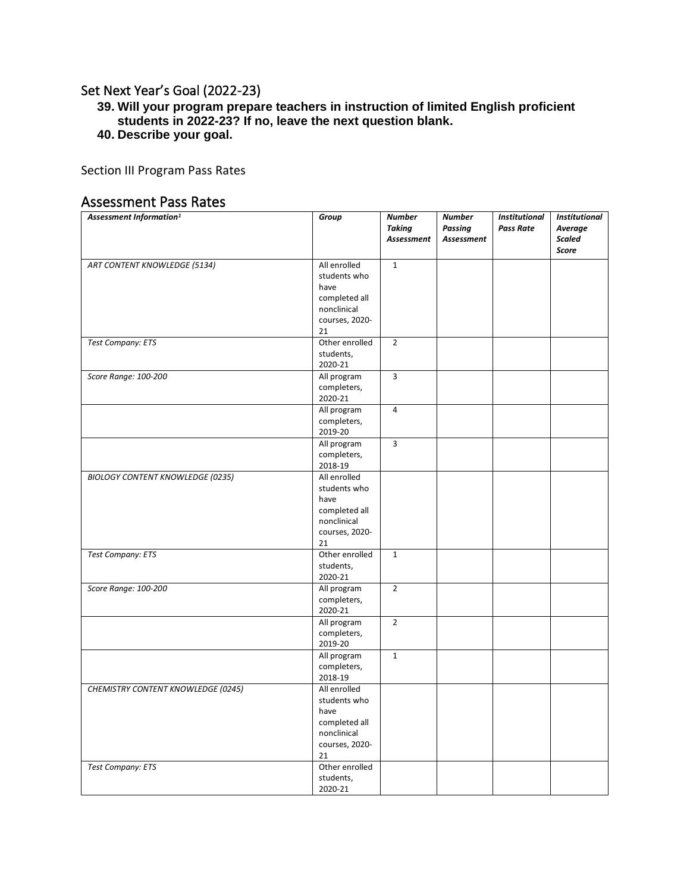## Set Next Year's Goal (2022-23)

**39. Will your program prepare teachers in instruction of limited English proficient students in 2022-23? If no, leave the next question blank.**

**40. Describe your goal.**

Section III Program Pass Rates

## Assessment Pass Rates

| *Assessment Information[1]* | *Group* | *Number Taking Assessment* | *Number Passing Assessment* | *Institutional Pass Rate* | *Institutional Average Scaled Score* |
|---|---|---|---|---|---|
| *ART CONTENT KNOWLEDGE (5134)* | All enrolled students who have completed all nonclinical courses, 2020-21 | 1 | | | |
| *Test Company: ETS* | Other enrolled students, 2020-21 | 2 | | | |
| *Score Range: 100-200* | All program completers, 2020-21 | 3 | | | |
| | All program completers, 2019-20 | 4 | | | |
| | All program completers, 2018-19 | 3 | | | |
| *BIOLOGY CONTENT KNOWLEDGE (0235)* | All enrolled students who have completed all nonclinical courses, 2020-21 | | | | |
| *Test Company: ETS* | Other enrolled students, 2020-21 | 1 | | | |
| *Score Range: 100-200* | All program completers, 2020-21 | 2 | | | |
| | All program completers, 2019-20 | 2 | | | |
| | All program completers, 2018-19 | 1 | | | |
| *CHEMISTRY CONTENT KNOWLEDGE (0245)* | All enrolled students who have completed all nonclinical courses, 2020-21 | | | | |
| *Test Company: ETS* | Other enrolled students, 2020-21 | | | | |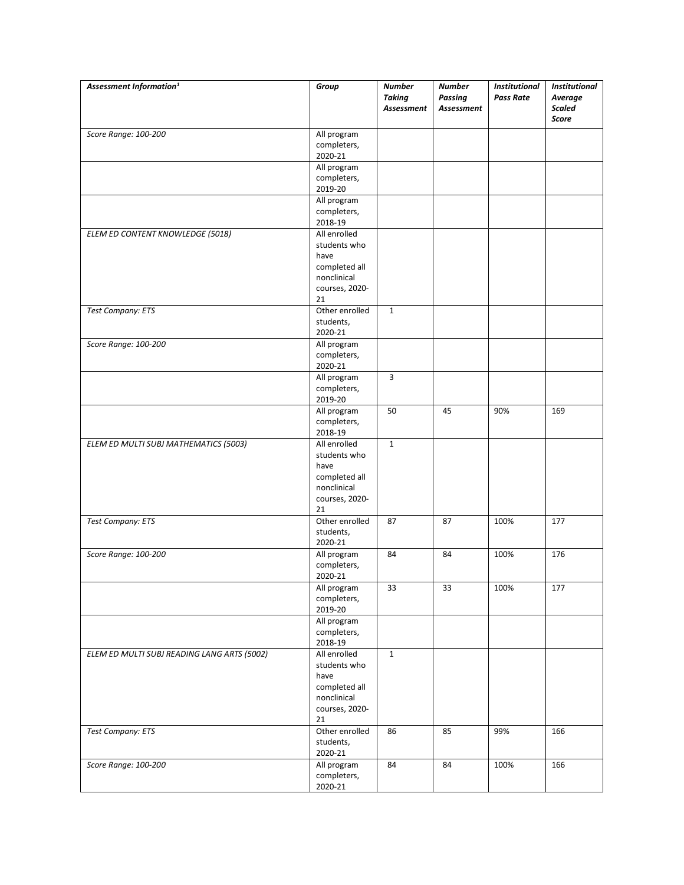| *Assessment Information[1]* | *Group* | *Number Taking Assessment* | *Number Passing Assessment* | *Institutional Pass Rate* | *Institutional Average Scaled Score* |
|---|---|---|---|---|---|
| *Score Range: 100-200* | All program completers, 2020-21 | | | | |
| | All program completers, 2019-20 | | | | |
| | All program completers, 2018-19 | | | | |
| *ELEM ED CONTENT KNOWLEDGE (5018)* | All enrolled students who have completed all nonclinical courses, 2020-21 | | | | |
| *Test Company: ETS* | Other enrolled students, 2020-21 | 1 | | | |
| *Score Range: 100-200* | All program completers, 2020-21 | | | | |
| | All program completers, 2019-20 | 3 | | | |
| | All program completers, 2018-19 | 50 | 45 | 90% | 169 |
| *ELEM ED MULTI SUBJ MATHEMATICS (5003)* | All enrolled students who have completed all nonclinical courses, 2020-21 | 1 | | | |
| *Test Company: ETS* | Other enrolled students, 2020-21 | 87 | 87 | 100% | 177 |
| *Score Range: 100-200* | All program completers, 2020-21 | 84 | 84 | 100% | 176 |
| | All program completers, 2019-20 | 33 | 33 | 100% | 177 |
| | All program completers, 2018-19 | | | | |
| *ELEM ED MULTI SUBJ READING LANG ARTS (5002)* | All enrolled students who have completed all nonclinical courses, 2020-21 | 1 | | | |
| *Test Company: ETS* | Other enrolled students, 2020-21 | 86 | 85 | 99% | 166 |
| *Score Range: 100-200* | All program completers, 2020-21 | 84 | 84 | 100% | 166 |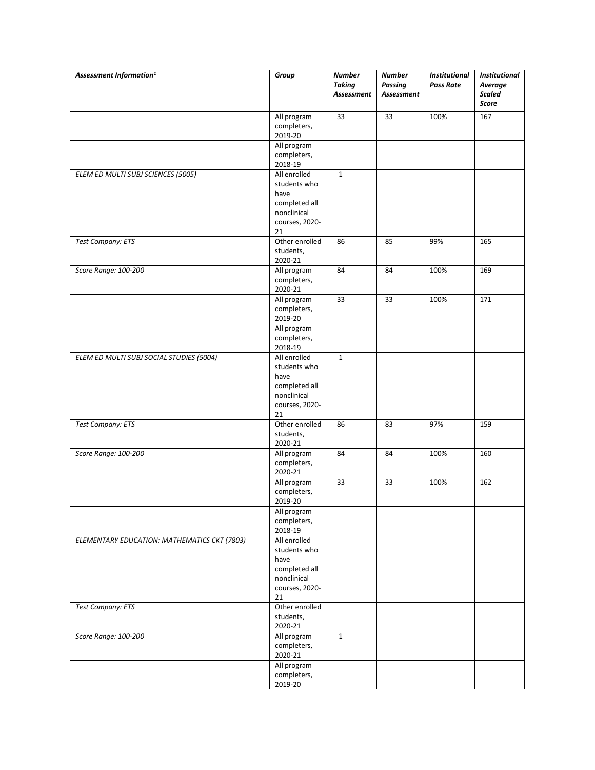| *Assessment Information[1]* | *Group* | *Number Taking Assessment* | *Number Passing Assessment* | *Institutional Pass Rate* | *Institutional Average Scaled Score* |
|---|---|---|---|---|---|
| | All program completers, 2019-20 | 33 | 33 | 100% | 167 |
| | All program completers, 2018-19 | | | | |
| *ELEM ED MULTI SUBJ SCIENCES (5005)* | All enrolled students who have completed all nonclinical courses, 2020-21 | 1 | | | |
| *Test Company: ETS* | Other enrolled students, 2020-21 | 86 | 85 | 99% | 165 |
| *Score Range: 100-200* | All program completers, 2020-21 | 84 | 84 | 100% | 169 |
| | All program completers, 2019-20 | 33 | 33 | 100% | 171 |
| | All program completers, 2018-19 | | | | |
| *ELEM ED MULTI SUBJ SOCIAL STUDIES (5004)* | All enrolled students who have completed all nonclinical courses, 2020-21 | 1 | | | |
| *Test Company: ETS* | Other enrolled students, 2020-21 | 86 | 83 | 97% | 159 |
| *Score Range: 100-200* | All program completers, 2020-21 | 84 | 84 | 100% | 160 |
| | All program completers, 2019-20 | 33 | 33 | 100% | 162 |
| | All program completers, 2018-19 | | | | |
| *ELEMENTARY EDUCATION: MATHEMATICS CKT (7803)* | All enrolled students who have completed all nonclinical courses, 2020-21 | | | | |
| *Test Company: ETS* | Other enrolled students, 2020-21 | | | | |
| *Score Range: 100-200* | All program completers, 2020-21 | 1 | | | |
| | All program completers, 2019-20 | | | | |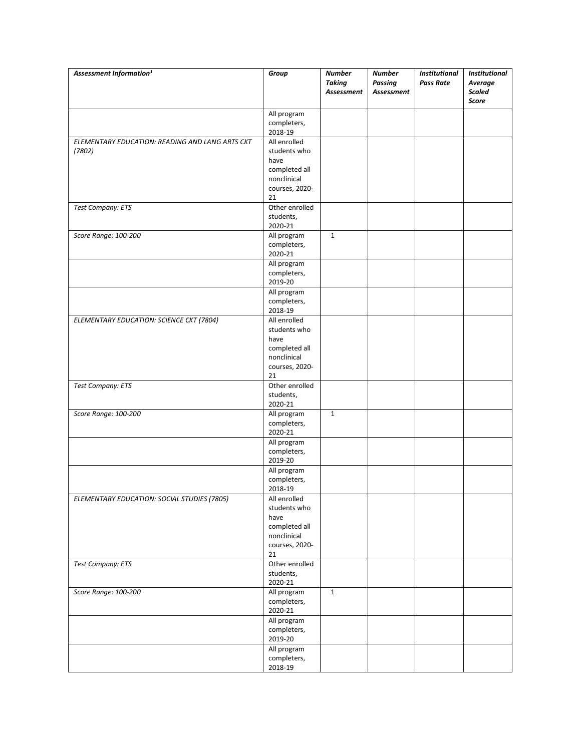| *Assessment Information*[1] | *Group* | *Number Taking Assessment* | *Number Passing Assessment* | *Institutional Pass Rate* | *Institutional Average Scaled Score* |
|---|---|---|---|---|---|
| | All program completers, 2018-19 | | | | |
| *ELEMENTARY EDUCATION: READING AND LANG ARTS CKT (7802)* | All enrolled students who have completed all nonclinical courses, 2020-21 | | | | |
| *Test Company: ETS* | Other enrolled students, 2020-21 | | | | |
| *Score Range: 100-200* | All program completers, 2020-21 | 1 | | | |
| | All program completers, 2019-20 | | | | |
| | All program completers, 2018-19 | | | | |
| *ELEMENTARY EDUCATION: SCIENCE CKT (7804)* | All enrolled students who have completed all nonclinical courses, 2020-21 | | | | |
| *Test Company: ETS* | Other enrolled students, 2020-21 | | | | |
| *Score Range: 100-200* | All program completers, 2020-21 | 1 | | | |
| | All program completers, 2019-20 | | | | |
| | All program completers, 2018-19 | | | | |
| *ELEMENTARY EDUCATION: SOCIAL STUDIES (7805)* | All enrolled students who have completed all nonclinical courses, 2020-21 | | | | |
| *Test Company: ETS* | Other enrolled students, 2020-21 | | | | |
| *Score Range: 100-200* | All program completers, 2020-21 | 1 | | | |
| | All program completers, 2019-20 | | | | |
| | All program completers, 2018-19 | | | | |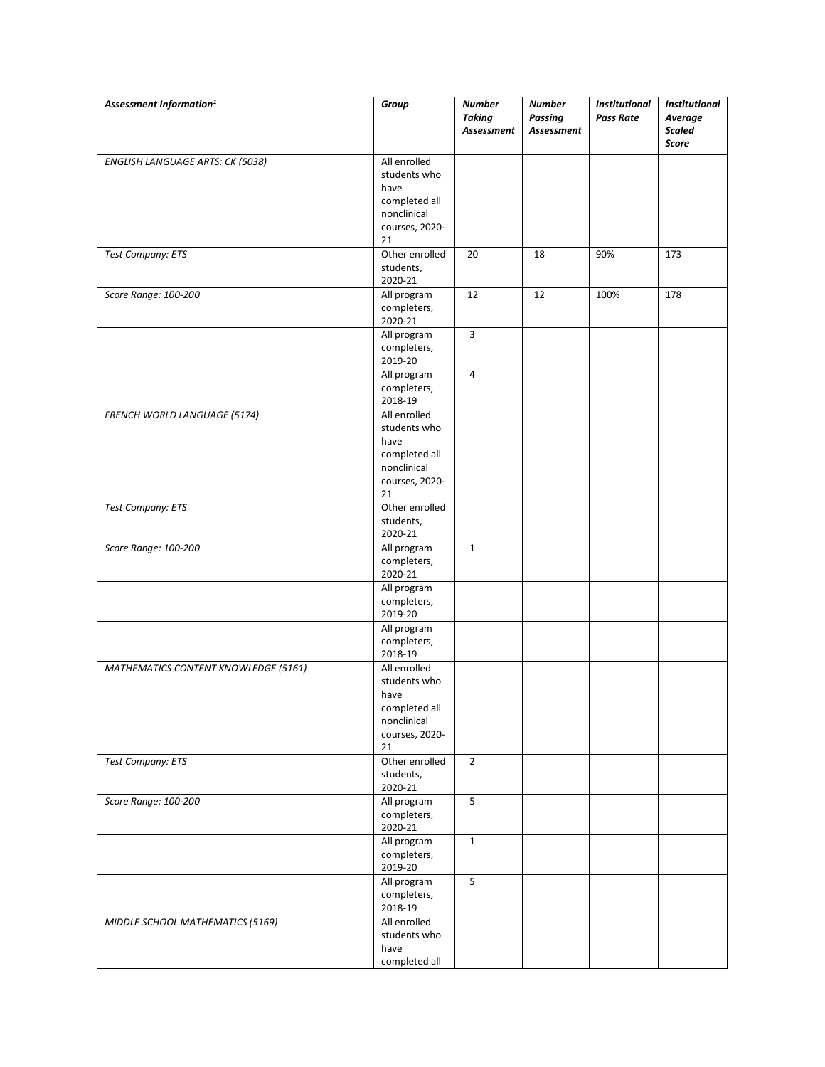| *Assessment Information[1]* | *Group* | *Number Taking Assessment* | *Number Passing Assessment* | *Institutional Pass Rate* | *Institutional Average Scaled Score* |
|---|---|---|---|---|---|
| *ENGLISH LANGUAGE ARTS: CK (5038)* | All enrolled students who have completed all nonclinical courses, 2020-21 | | | | |
| *Test Company: ETS* | Other enrolled students, 2020-21 | 20 | 18 | 90% | 173 |
| *Score Range: 100-200* | All program completers, 2020-21 | 12 | 12 | 100% | 178 |
| | All program completers, 2019-20 | 3 | | | |
| | All program completers, 2018-19 | 4 | | | |
| *FRENCH WORLD LANGUAGE (5174)* | All enrolled students who have completed all nonclinical courses, 2020-21 | | | | |
| *Test Company: ETS* | Other enrolled students, 2020-21 | | | | |
| *Score Range: 100-200* | All program completers, 2020-21 | 1 | | | |
| | All program completers, 2019-20 | | | | |
| | All program completers, 2018-19 | | | | |
| *MATHEMATICS CONTENT KNOWLEDGE (5161)* | All enrolled students who have completed all nonclinical courses, 2020-21 | | | | |
| *Test Company: ETS* | Other enrolled students, 2020-21 | 2 | | | |
| *Score Range: 100-200* | All program completers, 2020-21 | 5 | | | |
| | All program completers, 2019-20 | 1 | | | |
| | All program completers, 2018-19 | 5 | | | |
| *MIDDLE SCHOOL MATHEMATICS (5169)* | All enrolled students who have completed all | | | | |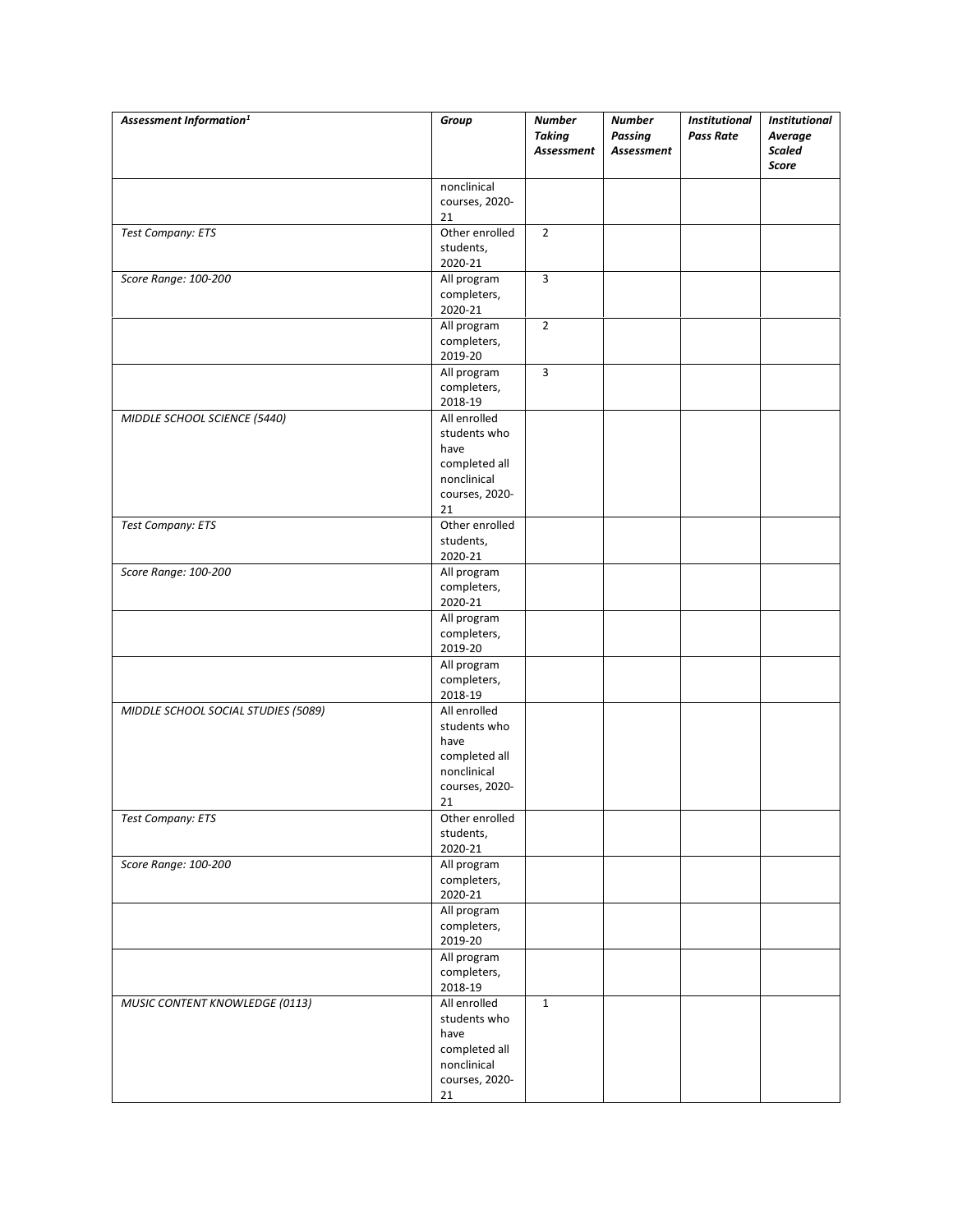| *Assessment Information*[1] | *Group* | *Number Taking Assessment* | *Number Passing Assessment* | *Institutional Pass Rate* | *Institutional Average Scaled Score* |
| --- | --- | --- | --- | --- | --- |
| | nonclinical courses, 2020-21 | | | | |
| *Test Company: ETS* | Other enrolled students, 2020-21 | 2 | | | |
| *Score Range: 100-200* | All program completers, 2020-21 | 3 | | | |
| | All program completers, 2019-20 | 2 | | | |
| | All program completers, 2018-19 | 3 | | | |
| *MIDDLE SCHOOL SCIENCE (5440)* | All enrolled students who have completed all nonclinical courses, 2020-21 | | | | |
| *Test Company: ETS* | Other enrolled students, 2020-21 | | | | |
| *Score Range: 100-200* | All program completers, 2020-21 | | | | |
| | All program completers, 2019-20 | | | | |
| | All program completers, 2018-19 | | | | |
| *MIDDLE SCHOOL SOCIAL STUDIES (5089)* | All enrolled students who have completed all nonclinical courses, 2020-21 | | | | |
| *Test Company: ETS* | Other enrolled students, 2020-21 | | | | |
| *Score Range: 100-200* | All program completers, 2020-21 | | | | |
| | All program completers, 2019-20 | | | | |
| | All program completers, 2018-19 | | | | |
| *MUSIC CONTENT KNOWLEDGE (0113)* | All enrolled students who have completed all nonclinical courses, 2020-21 | 1 | | | |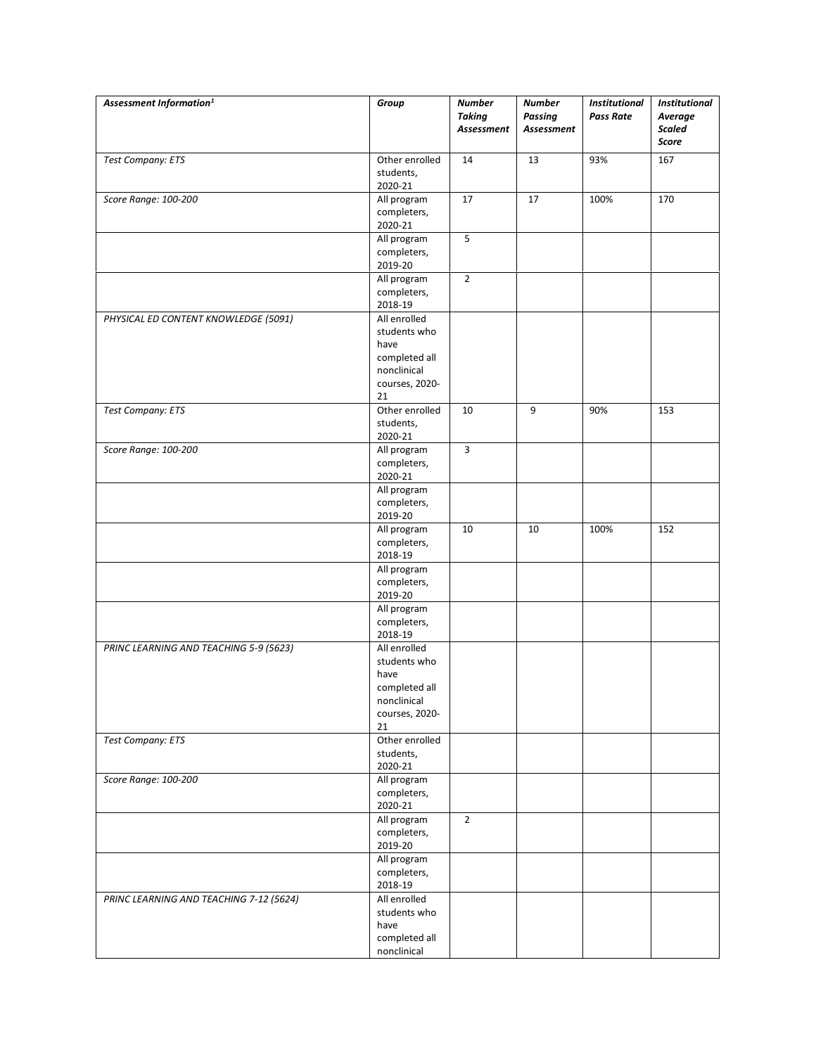| *Assessment Information[1]* | *Group* | *Number Taking Assessment* | *Number Passing Assessment* | *Institutional Pass Rate* | *Institutional Average Scaled Score* |
|---|---|---|---|---|---|
| *Test Company: ETS* | Other enrolled students, 2020-21 | 14 | 13 | 93% | 167 |
| *Score Range: 100-200* | All program completers, 2020-21 | 17 | 17 | 100% | 170 |
| | All program completers, 2019-20 | 5 | | | |
| | All program completers, 2018-19 | 2 | | | |
| *PHYSICAL ED CONTENT KNOWLEDGE (5091)* | All enrolled students who have completed all nonclinical courses, 2020-21 | | | | |
| *Test Company: ETS* | Other enrolled students, 2020-21 | 10 | 9 | 90% | 153 |
| *Score Range: 100-200* | All program completers, 2020-21 | 3 | | | |
| | All program completers, 2019-20 | | | | |
| | All program completers, 2018-19 | 10 | 10 | 100% | 152 |
| | All program completers, 2019-20 | | | | |
| | All program completers, 2018-19 | | | | |
| *PRINC LEARNING AND TEACHING 5-9 (5623)* | All enrolled students who have completed all nonclinical courses, 2020-21 | | | | |
| *Test Company: ETS* | Other enrolled students, 2020-21 | | | | |
| *Score Range: 100-200* | All program completers, 2020-21 | | | | |
| | All program completers, 2019-20 | 2 | | | |
| | All program completers, 2018-19 | | | | |
| *PRINC LEARNING AND TEACHING 7-12 (5624)* | All enrolled students who have completed all nonclinical | | | | |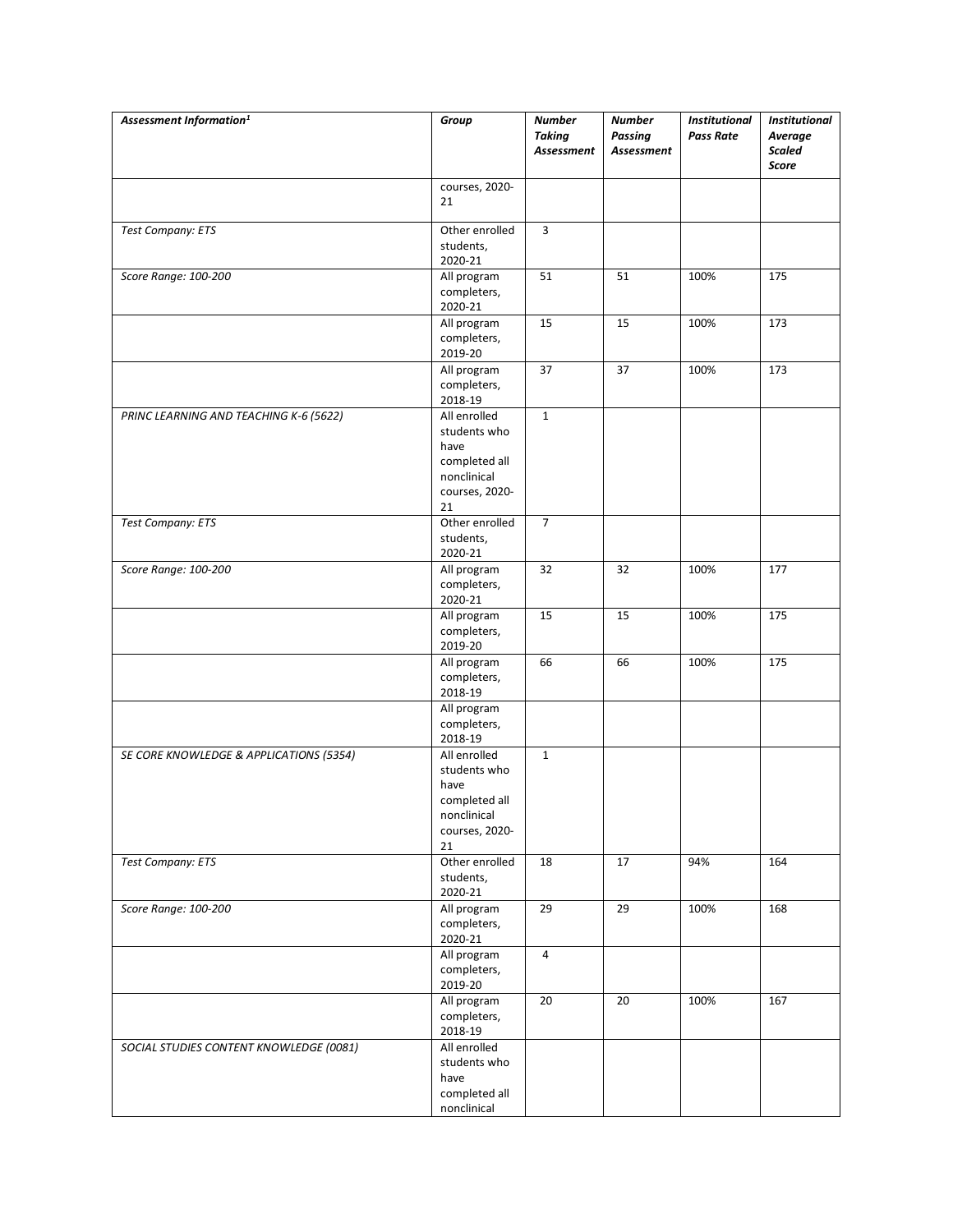| *Assessment Information[1]* | *Group* | *Number Taking Assessment* | *Number Passing Assessment* | *Institutional Pass Rate* | *Institutional Average Scaled Score* |
|---|---|---|---|---|---|
| | courses, 2020-21 | | | | |
| *Test Company: ETS* | Other enrolled students, 2020-21 | 3 | | | |
| *Score Range: 100-200* | All program completers, 2020-21 | 51 | 51 | 100% | 175 |
| | All program completers, 2019-20 | 15 | 15 | 100% | 173 |
| | All program completers, 2018-19 | 37 | 37 | 100% | 173 |
| *PRINC LEARNING AND TEACHING K-6 (5622)* | All enrolled students who have completed all nonclinical courses, 2020-21 | 1 | | | |
| *Test Company: ETS* | Other enrolled students, 2020-21 | 7 | | | |
| *Score Range: 100-200* | All program completers, 2020-21 | 32 | 32 | 100% | 177 |
| | All program completers, 2019-20 | 15 | 15 | 100% | 175 |
| | All program completers, 2018-19 | 66 | 66 | 100% | 175 |
| | All program completers, 2018-19 | | | | |
| *SE CORE KNOWLEDGE & APPLICATIONS (5354)* | All enrolled students who have completed all nonclinical courses, 2020-21 | 1 | | | |
| *Test Company: ETS* | Other enrolled students, 2020-21 | 18 | 17 | 94% | 164 |
| *Score Range: 100-200* | All program completers, 2020-21 | 29 | 29 | 100% | 168 |
| | All program completers, 2019-20 | 4 | | | |
| | All program completers, 2018-19 | 20 | 20 | 100% | 167 |
| *SOCIAL STUDIES CONTENT KNOWLEDGE (0081)* | All enrolled students who have completed all nonclinical | | | | |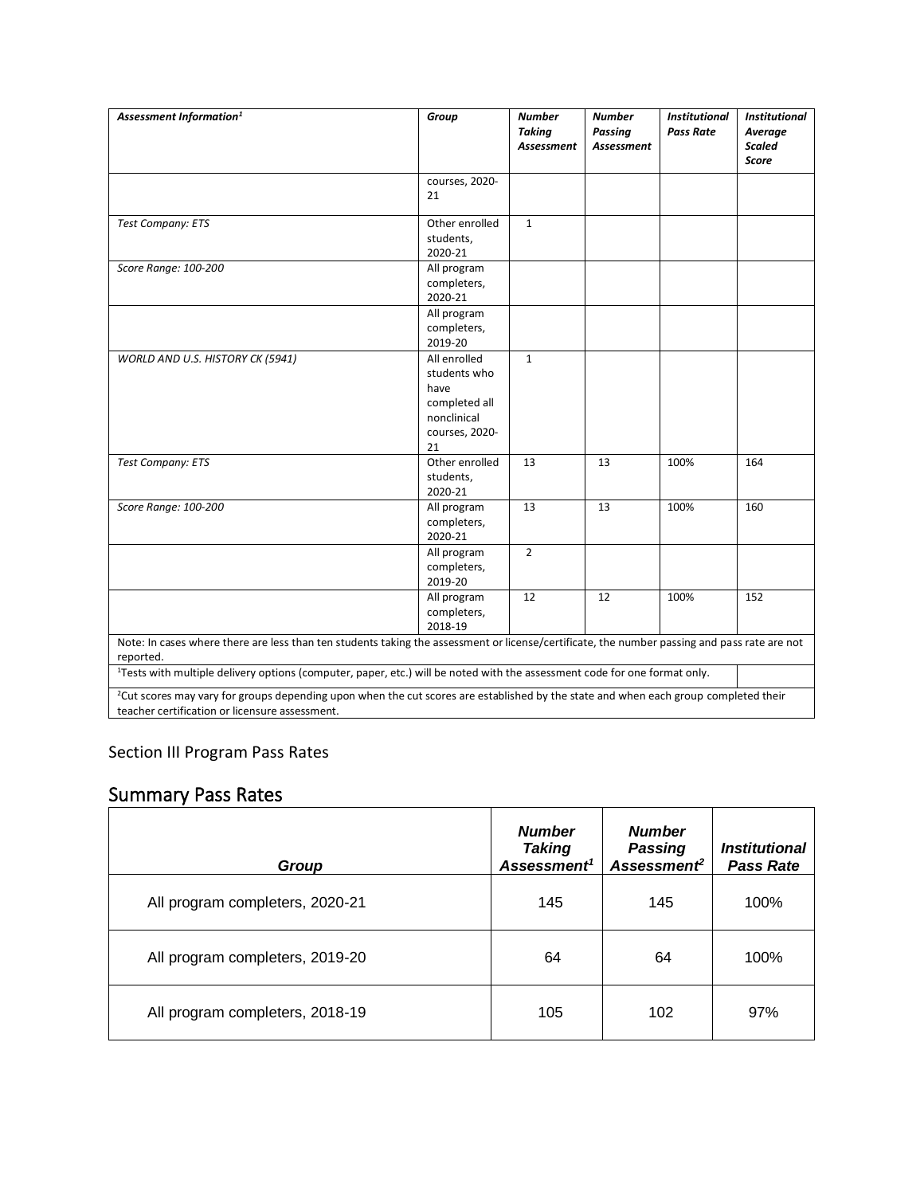| *Assessment Information[1]* | *Group* | *Number Taking Assessment* | *Number Passing Assessment* | *Institutional Pass Rate* | *Institutional Average Scaled Score* |
|---|---|---|---|---|---|
| | courses, 2020-21 | | | | |
| *Test Company: ETS* | Other enrolled students, 2020-21 | 1 | | | |
| *Score Range: 100-200* | All program completers, 2020-21 | | | | |
| | All program completers, 2019-20 | | | | |
| *WORLD AND U.S. HISTORY CK (5941)* | All enrolled students who have completed all nonclinical courses, 2020-21 | 1 | | | |
| *Test Company: ETS* | Other enrolled students, 2020-21 | 13 | 13 | 100% | 164 |
| *Score Range: 100-200* | All program completers, 2020-21 | 13 | 13 | 100% | 160 |
| | All program completers, 2019-20 | 2 | | | |
| | All program completers, 2018-19 | 12 | 12 | 100% | 152 |

Note: In cases where there are less than ten students taking the assessment or license/certificate, the number passing and pass rate are not reported.

[1]Tests with multiple delivery options (computer, paper, etc.) will be noted with the assessment code for one format only.

[2]Cut scores may vary for groups depending upon when the cut scores are established by the state and when each group completed their teacher certification or licensure assessment.

Section III Program Pass Rates

## Summary Pass Rates

| **Group** | **Number Taking Assessment[1]** | **Number Passing Assessment[2]** | **Institutional Pass Rate** |
|---|---|---|---|
| All program completers, 2020-21 | 145 | 145 | 100% |
| All program completers, 2019-20 | 64 | 64 | 100% |
| All program completers, 2018-19 | 105 | 102 | 97% |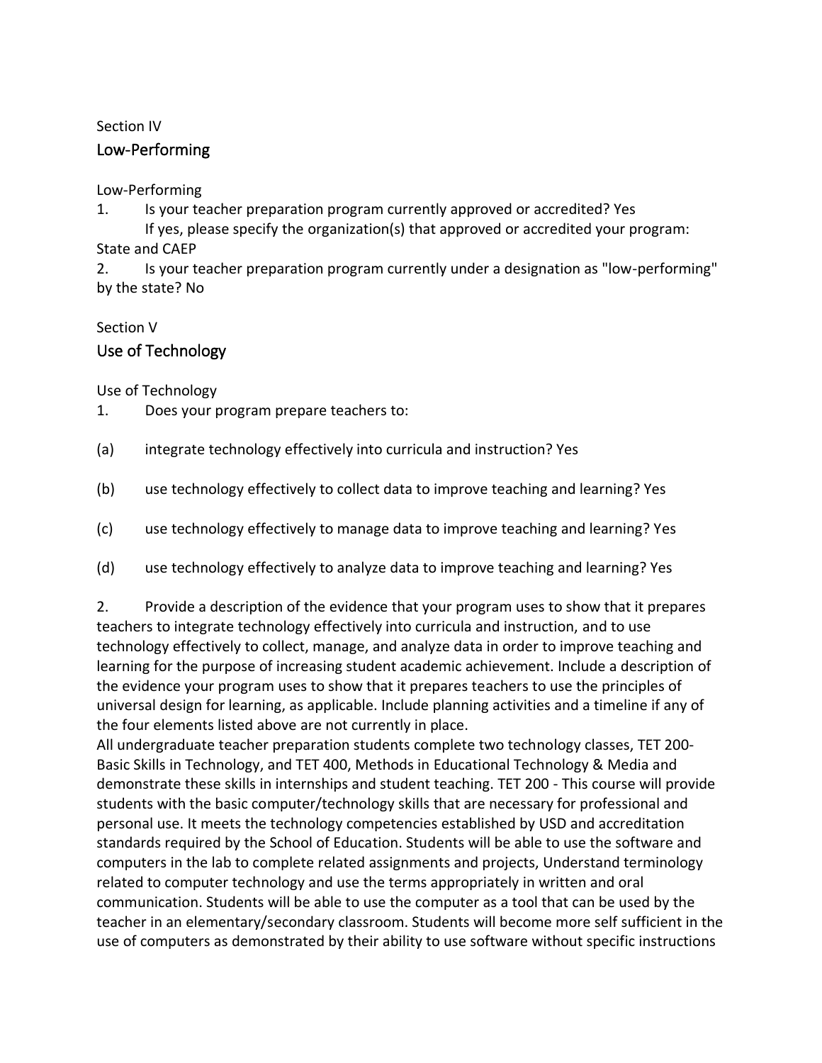Section IV

## Low-Performing

Low-Performing

1. Is your teacher preparation program currently approved or accredited? Yes

   If yes, please specify the organization(s) that approved or accredited your program: State and CAEP

2. Is your teacher preparation program currently under a designation as "low-performing" by the state? No

Section V

## Use of Technology

Use of Technology

1. Does your program prepare teachers to:

(a) integrate technology effectively into curricula and instruction? Yes

(b) use technology effectively to collect data to improve teaching and learning? Yes

(c) use technology effectively to manage data to improve teaching and learning? Yes

(d) use technology effectively to analyze data to improve teaching and learning? Yes

2. Provide a description of the evidence that your program uses to show that it prepares teachers to integrate technology effectively into curricula and instruction, and to use technology effectively to collect, manage, and analyze data in order to improve teaching and learning for the purpose of increasing student academic achievement. Include a description of the evidence your program uses to show that it prepares teachers to use the principles of universal design for learning, as applicable. Include planning activities and a timeline if any of the four elements listed above are not currently in place.

All undergraduate teacher preparation students complete two technology classes, TET 200-Basic Skills in Technology, and TET 400, Methods in Educational Technology & Media and demonstrate these skills in internships and student teaching. TET 200 - This course will provide students with the basic computer/technology skills that are necessary for professional and personal use. It meets the technology competencies established by USD and accreditation standards required by the School of Education. Students will be able to use the software and computers in the lab to complete related assignments and projects, Understand terminology related to computer technology and use the terms appropriately in written and oral communication. Students will be able to use the computer as a tool that can be used by the teacher in an elementary/secondary classroom. Students will become more self sufficient in the use of computers as demonstrated by their ability to use software without specific instructions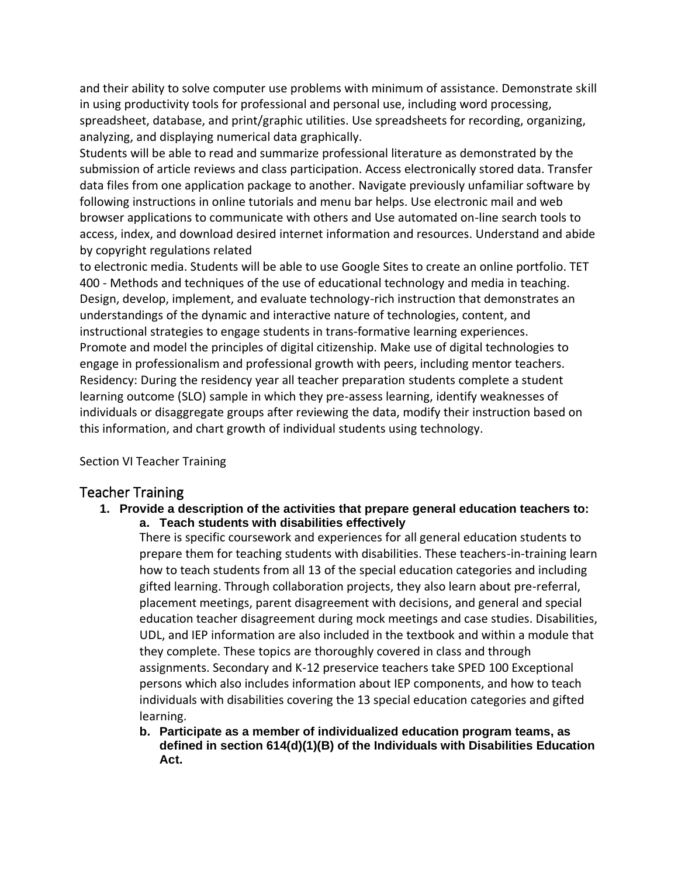and their ability to solve computer use problems with minimum of assistance. Demonstrate skill in using productivity tools for professional and personal use, including word processing, spreadsheet, database, and print/graphic utilities. Use spreadsheets for recording, organizing, analyzing, and displaying numerical data graphically.
Students will be able to read and summarize professional literature as demonstrated by the submission of article reviews and class participation. Access electronically stored data. Transfer data files from one application package to another. Navigate previously unfamiliar software by following instructions in online tutorials and menu bar helps. Use electronic mail and web browser applications to communicate with others and Use automated on-line search tools to access, index, and download desired internet information and resources. Understand and abide by copyright regulations related
to electronic media. Students will be able to use Google Sites to create an online portfolio. TET 400 - Methods and techniques of the use of educational technology and media in teaching. Design, develop, implement, and evaluate technology-rich instruction that demonstrates an understandings of the dynamic and interactive nature of technologies, content, and instructional strategies to engage students in trans-formative learning experiences.
Promote and model the principles of digital citizenship. Make use of digital technologies to engage in professionalism and professional growth with peers, including mentor teachers.
Residency: During the residency year all teacher preparation students complete a student learning outcome (SLO) sample in which they pre-assess learning, identify weaknesses of individuals or disaggregate groups after reviewing the data, modify their instruction based on this information, and chart growth of individual students using technology.

Section VI Teacher Training

## Teacher Training

1. **Provide a description of the activities that prepare general education teachers to:**
   a. **Teach students with disabilities effectively**

      There is specific coursework and experiences for all general education students to prepare them for teaching students with disabilities. These teachers-in-training learn how to teach students from all 13 of the special education categories and including gifted learning. Through collaboration projects, they also learn about pre-referral, placement meetings, parent disagreement with decisions, and general and special education teacher disagreement during mock meetings and case studies. Disabilities, UDL, and IEP information are also included in the textbook and within a module that they complete. These topics are thoroughly covered in class and through assignments. Secondary and K-12 preservice teachers take SPED 100 Exceptional persons which also includes information about IEP components, and how to teach individuals with disabilities covering the 13 special education categories and gifted learning.

   b. **Participate as a member of individualized education program teams, as defined in section 614(d)(1)(B) of the Individuals with Disabilities Education Act.**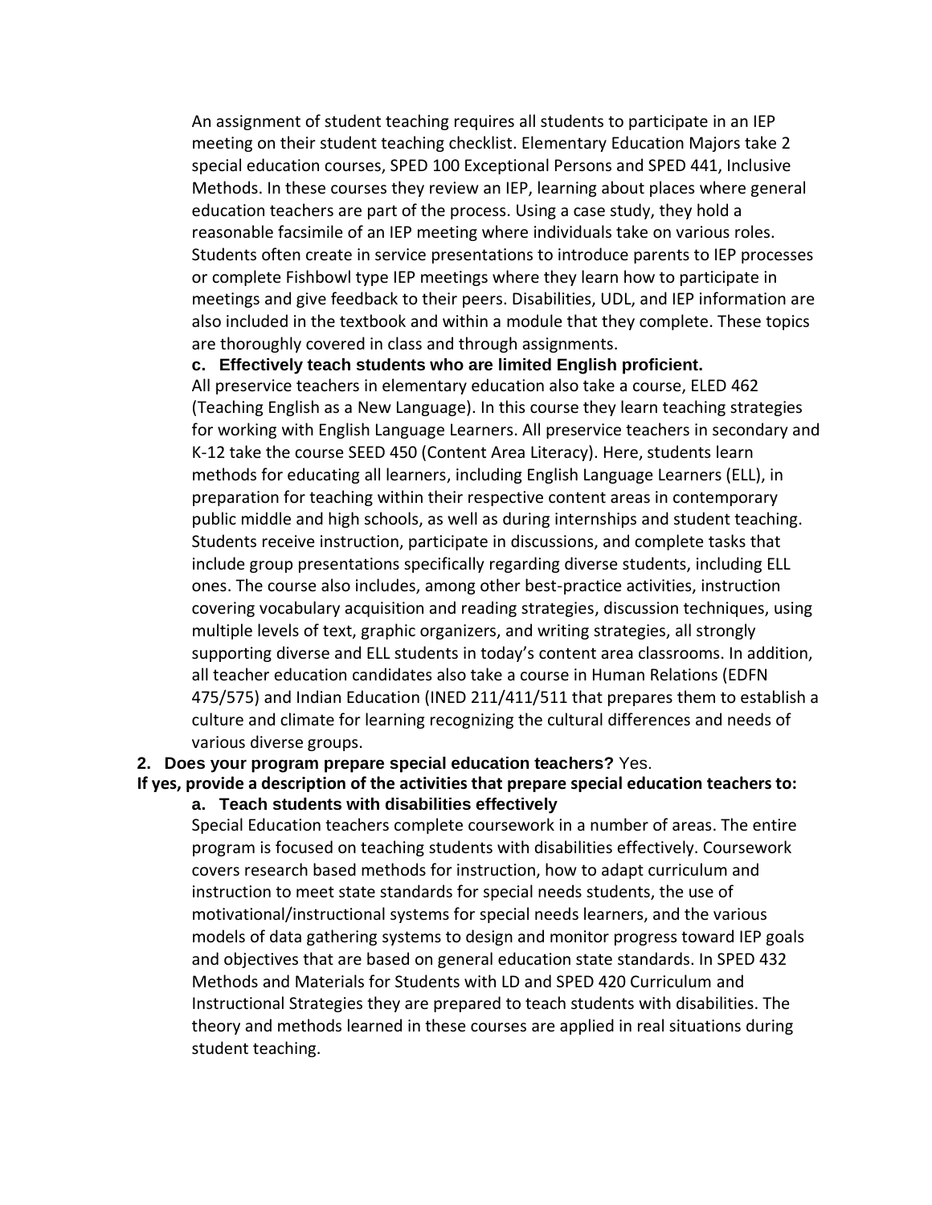An assignment of student teaching requires all students to participate in an IEP meeting on their student teaching checklist. Elementary Education Majors take 2 special education courses, SPED 100 Exceptional Persons and SPED 441, Inclusive Methods. In these courses they review an IEP, learning about places where general education teachers are part of the process. Using a case study, they hold a reasonable facsimile of an IEP meeting where individuals take on various roles. Students often create in service presentations to introduce parents to IEP processes or complete Fishbowl type IEP meetings where they learn how to participate in meetings and give feedback to their peers. Disabilities, UDL, and IEP information are also included in the textbook and within a module that they complete. These topics are thoroughly covered in class and through assignments.

**c. Effectively teach students who are limited English proficient.**

All preservice teachers in elementary education also take a course, ELED 462 (Teaching English as a New Language). In this course they learn teaching strategies for working with English Language Learners. All preservice teachers in secondary and K-12 take the course SEED 450 (Content Area Literacy). Here, students learn methods for educating all learners, including English Language Learners (ELL), in preparation for teaching within their respective content areas in contemporary public middle and high schools, as well as during internships and student teaching. Students receive instruction, participate in discussions, and complete tasks that include group presentations specifically regarding diverse students, including ELL ones. The course also includes, among other best-practice activities, instruction covering vocabulary acquisition and reading strategies, discussion techniques, using multiple levels of text, graphic organizers, and writing strategies, all strongly supporting diverse and ELL students in today's content area classrooms. In addition, all teacher education candidates also take a course in Human Relations (EDFN 475/575) and Indian Education (INED 211/411/511 that prepares them to establish a culture and climate for learning recognizing the cultural differences and needs of various diverse groups.

**2. Does your program prepare special education teachers?** Yes.

**If yes, provide a description of the activities that prepare special education teachers to:**

**a. Teach students with disabilities effectively**

Special Education teachers complete coursework in a number of areas. The entire program is focused on teaching students with disabilities effectively. Coursework covers research based methods for instruction, how to adapt curriculum and instruction to meet state standards for special needs students, the use of motivational/instructional systems for special needs learners, and the various models of data gathering systems to design and monitor progress toward IEP goals and objectives that are based on general education state standards. In SPED 432 Methods and Materials for Students with LD and SPED 420 Curriculum and Instructional Strategies they are prepared to teach students with disabilities. The theory and methods learned in these courses are applied in real situations during student teaching.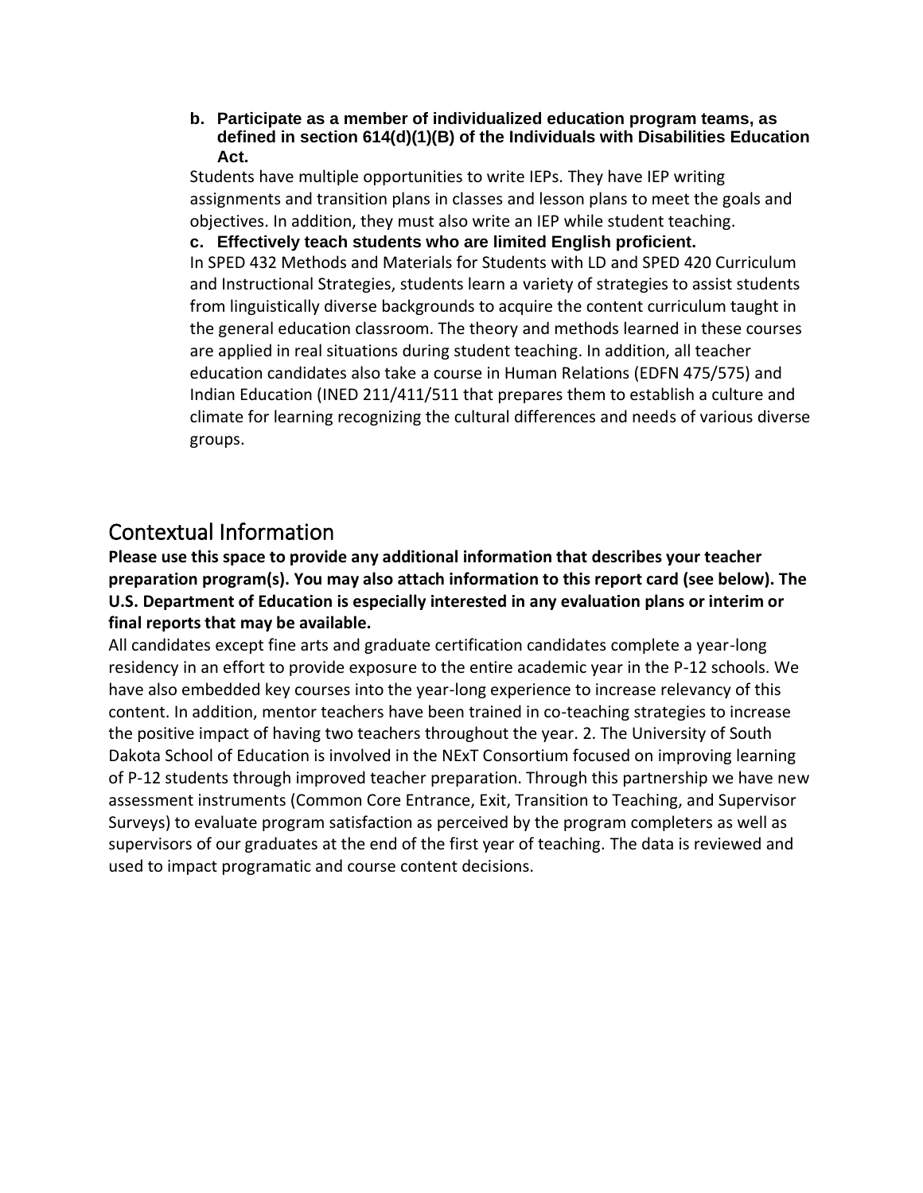**b. Participate as a member of individualized education program teams, as defined in section 614(d)(1)(B) of the Individuals with Disabilities Education Act.**

Students have multiple opportunities to write IEPs. They have IEP writing assignments and transition plans in classes and lesson plans to meet the goals and objectives. In addition, they must also write an IEP while student teaching.

**c. Effectively teach students who are limited English proficient.**

In SPED 432 Methods and Materials for Students with LD and SPED 420 Curriculum and Instructional Strategies, students learn a variety of strategies to assist students from linguistically diverse backgrounds to acquire the content curriculum taught in the general education classroom. The theory and methods learned in these courses are applied in real situations during student teaching. In addition, all teacher education candidates also take a course in Human Relations (EDFN 475/575) and Indian Education (INED 211/411/511 that prepares them to establish a culture and climate for learning recognizing the cultural differences and needs of various diverse groups.

## Contextual Information

**Please use this space to provide any additional information that describes your teacher preparation program(s). You may also attach information to this report card (see below). The U.S. Department of Education is especially interested in any evaluation plans or interim or final reports that may be available.**

All candidates except fine arts and graduate certification candidates complete a year-long residency in an effort to provide exposure to the entire academic year in the P-12 schools. We have also embedded key courses into the year-long experience to increase relevancy of this content. In addition, mentor teachers have been trained in co-teaching strategies to increase the positive impact of having two teachers throughout the year. 2. The University of South Dakota School of Education is involved in the NExT Consortium focused on improving learning of P-12 students through improved teacher preparation. Through this partnership we have new assessment instruments (Common Core Entrance, Exit, Transition to Teaching, and Supervisor Surveys) to evaluate program satisfaction as perceived by the program completers as well as supervisors of our graduates at the end of the first year of teaching. The data is reviewed and used to impact programatic and course content decisions.